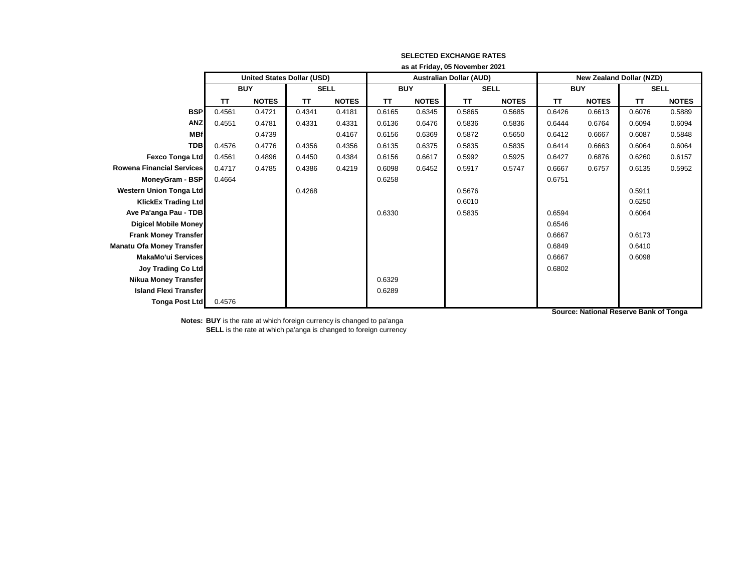**SELECTED EXCHANGE RATES**

**as at Friday, 05 November 2021**

| | United States Dollar (USD) | | | | Australian Dollar (AUD) | | | | New Zealand Dollar (NZD) | | | |
|---|---|---|---|---|---|---|---|---|---|---|---|---|
| | BUY | | SELL | | BUY | | SELL | | BUY | | SELL | |
| | TT | NOTES | TT | NOTES | TT | NOTES | TT | NOTES | TT | NOTES | TT | NOTES |
| **BSP** | 0.4561 | 0.4721 | 0.4341 | 0.4181 | 0.6165 | 0.6345 | 0.5865 | 0.5685 | 0.6426 | 0.6613 | 0.6076 | 0.5889 |
| **ANZ** | 0.4551 | 0.4781 | 0.4331 | 0.4331 | 0.6136 | 0.6476 | 0.5836 | 0.5836 | 0.6444 | 0.6764 | 0.6094 | 0.6094 |
| **MBf** | | 0.4739 | | 0.4167 | 0.6156 | 0.6369 | 0.5872 | 0.5650 | 0.6412 | 0.6667 | 0.6087 | 0.5848 |
| **TDB** | 0.4576 | 0.4776 | 0.4356 | 0.4356 | 0.6135 | 0.6375 | 0.5835 | 0.5835 | 0.6414 | 0.6663 | 0.6064 | 0.6064 |
| **Fexco Tonga Ltd** | 0.4561 | 0.4896 | 0.4450 | 0.4384 | 0.6156 | 0.6617 | 0.5992 | 0.5925 | 0.6427 | 0.6876 | 0.6260 | 0.6157 |
| **Rowena Financial Services** | 0.4717 | 0.4785 | 0.4386 | 0.4219 | 0.6098 | 0.6452 | 0.5917 | 0.5747 | 0.6667 | 0.6757 | 0.6135 | 0.5952 |
| **MoneyGram - BSP** | 0.4664 | | | | 0.6258 | | | | 0.6751 | | | |
| **Western Union Tonga Ltd** | | | 0.4268 | | | | 0.5676 | | | | 0.5911 | |
| **KlickEx Trading Ltd** | | | | | | | 0.6010 | | | | 0.6250 | |
| **Ave Pa'anga Pau - TDB** | | | | | 0.6330 | | 0.5835 | | 0.6594 | | 0.6064 | |
| **Digicel Mobile Money** | | | | | | | | | 0.6546 | | | |
| **Frank Money Transfer** | | | | | | | | | 0.6667 | | 0.6173 | |
| **Manatu Ofa Money Transfer** | | | | | | | | | 0.6849 | | 0.6410 | |
| **MakaMo'ui Services** | | | | | | | | | 0.6667 | | 0.6098 | |
| **Joy Trading Co Ltd** | | | | | | | | | 0.6802 | | | |
| **Nikua Money Transfer** | | | | | 0.6329 | | | | | | | |
| **Island Flexi Transfer** | | | | | 0.6289 | | | | | | | |
| **Tonga Post Ltd** | 0.4576 | | | | | | | | | | | |

**Source: National Reserve Bank of Tonga**

**Notes:** **BUY** is the rate at which foreign currency is changed to pa'anga
**SELL** is the rate at which pa'anga is changed to foreign currency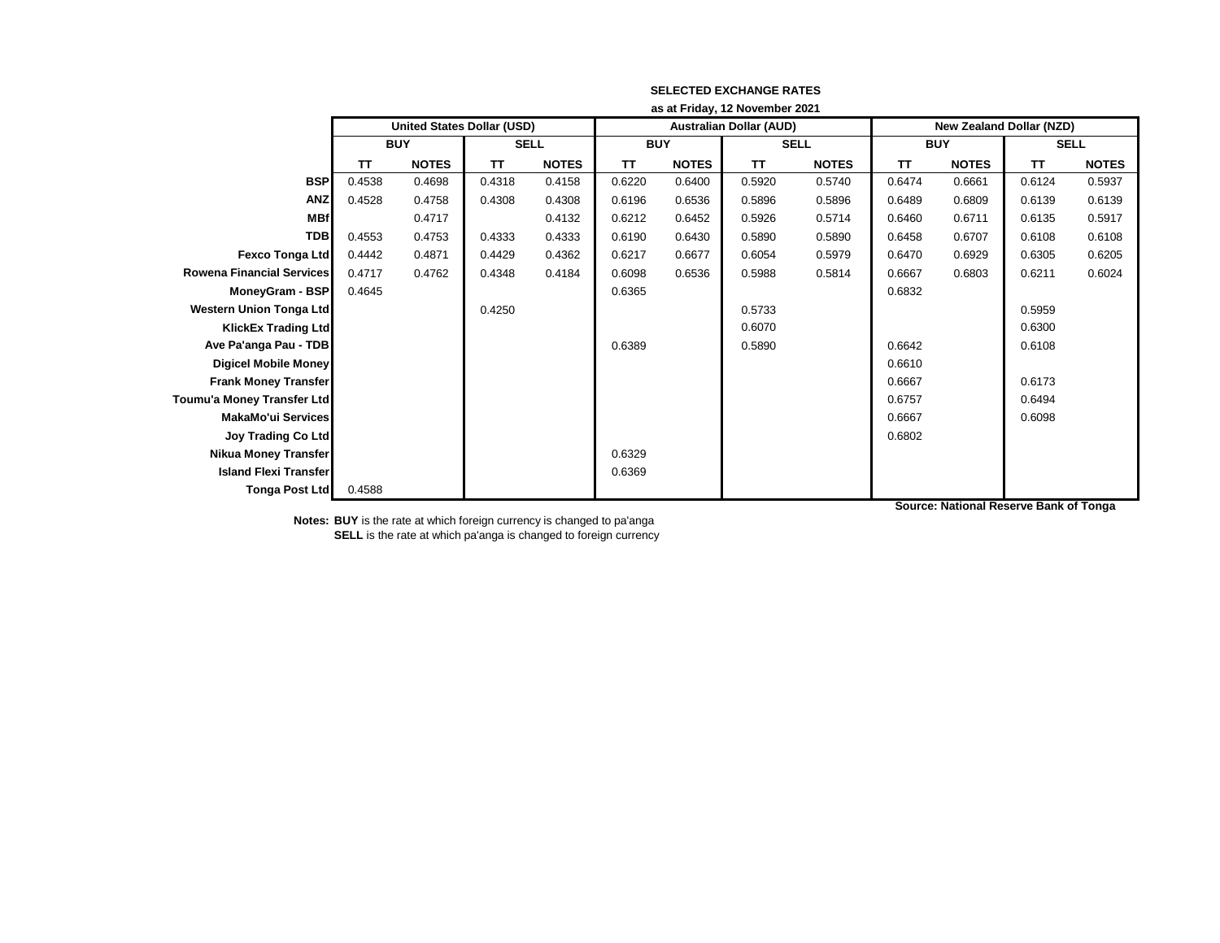**SELECTED EXCHANGE RATES**

**as at Friday, 12 November 2021**

| | United States Dollar (USD) | | | | Australian Dollar (AUD) | | | | New Zealand Dollar (NZD) | | | |
|---|---|---|---|---|---|---|---|---|---|---|---|---|
| | BUY | | SELL | | BUY | | SELL | | BUY | | SELL | |
| | TT | NOTES | TT | NOTES | TT | NOTES | TT | NOTES | TT | NOTES | TT | NOTES |
| **BSP** | 0.4538 | 0.4698 | 0.4318 | 0.4158 | 0.6220 | 0.6400 | 0.5920 | 0.5740 | 0.6474 | 0.6661 | 0.6124 | 0.5937 |
| **ANZ** | 0.4528 | 0.4758 | 0.4308 | 0.4308 | 0.6196 | 0.6536 | 0.5896 | 0.5896 | 0.6489 | 0.6809 | 0.6139 | 0.6139 |
| **MBf** | | 0.4717 | | 0.4132 | 0.6212 | 0.6452 | 0.5926 | 0.5714 | 0.6460 | 0.6711 | 0.6135 | 0.5917 |
| **TDB** | 0.4553 | 0.4753 | 0.4333 | 0.4333 | 0.6190 | 0.6430 | 0.5890 | 0.5890 | 0.6458 | 0.6707 | 0.6108 | 0.6108 |
| **Fexco Tonga Ltd** | 0.4442 | 0.4871 | 0.4429 | 0.4362 | 0.6217 | 0.6677 | 0.6054 | 0.5979 | 0.6470 | 0.6929 | 0.6305 | 0.6205 |
| **Rowena Financial Services** | 0.4717 | 0.4762 | 0.4348 | 0.4184 | 0.6098 | 0.6536 | 0.5988 | 0.5814 | 0.6667 | 0.6803 | 0.6211 | 0.6024 |
| **MoneyGram - BSP** | 0.4645 | | | | 0.6365 | | | | 0.6832 | | | |
| **Western Union Tonga Ltd** | | | 0.4250 | | | | 0.5733 | | | | 0.5959 | |
| **KlickEx Trading Ltd** | | | | | | | 0.6070 | | | | 0.6300 | |
| **Ave Pa'anga Pau - TDB** | | | | | 0.6389 | | 0.5890 | | 0.6642 | | 0.6108 | |
| **Digicel Mobile Money** | | | | | | | | | 0.6610 | | | |
| **Frank Money Transfer** | | | | | | | | | 0.6667 | | 0.6173 | |
| **Toumu'a Money Transfer Ltd** | | | | | | | | | 0.6757 | | 0.6494 | |
| **MakaMo'ui Services** | | | | | | | | | 0.6667 | | 0.6098 | |
| **Joy Trading Co Ltd** | | | | | | | | | 0.6802 | | | |
| **Nikua Money Transfer** | | | | | 0.6329 | | | | | | | |
| **Island Flexi Transfer** | | | | | 0.6369 | | | | | | | |
| **Tonga Post Ltd** | 0.4588 | | | | | | | | | | | |

**Source: National Reserve Bank of Tonga**

**Notes: BUY** is the rate at which foreign currency is changed to pa'anga

**SELL** is the rate at which pa'anga is changed to foreign currency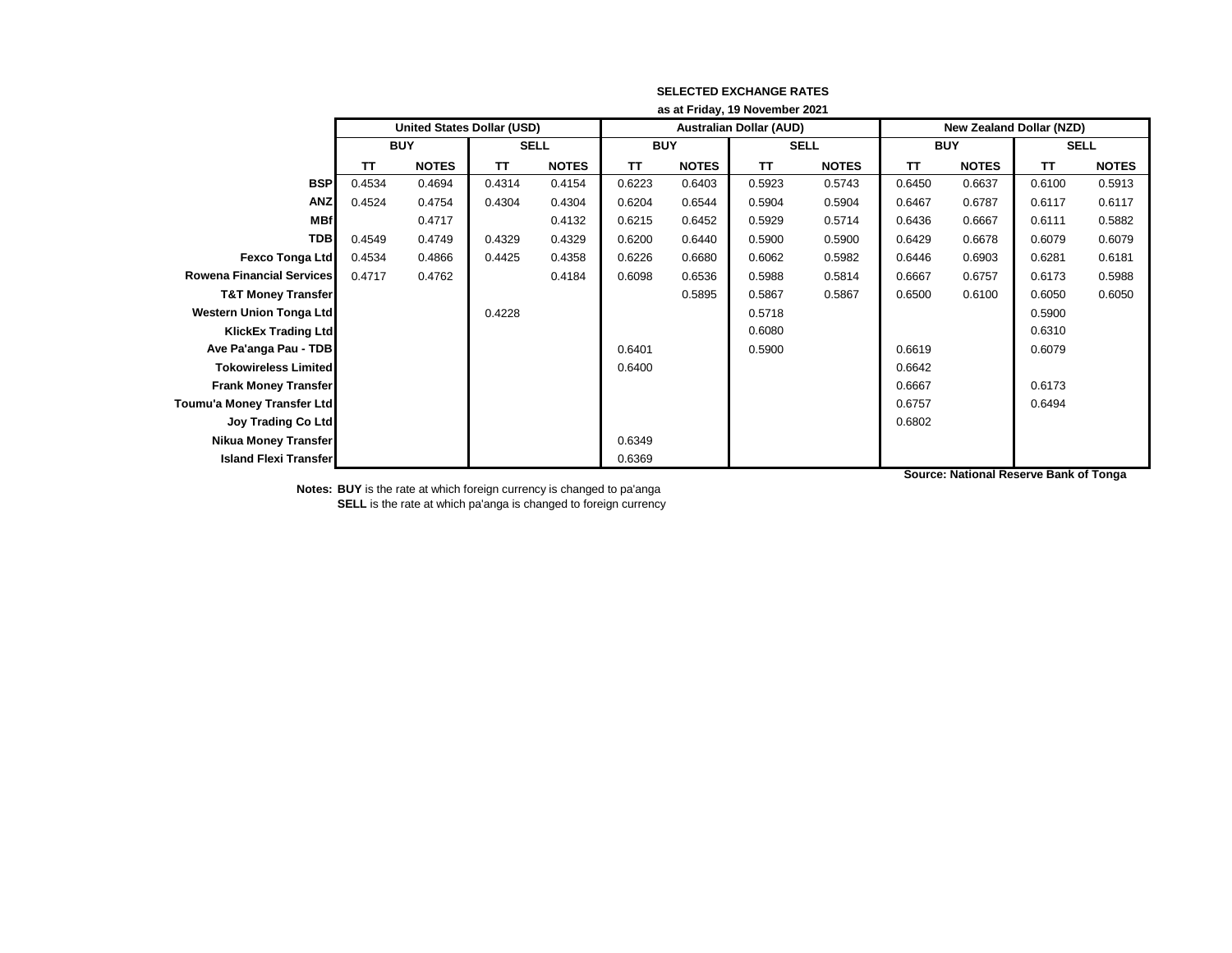**SELECTED EXCHANGE RATES**

**as at Friday, 19 November 2021**

| | United States Dollar (USD) | | | | Australian Dollar (AUD) | | | | New Zealand Dollar (NZD) | | | |
|---|---|---|---|---|---|---|---|---|---|---|---|---|
| | BUY | | SELL | | BUY | | SELL | | BUY | | SELL | |
| | TT | NOTES | TT | NOTES | TT | NOTES | TT | NOTES | TT | NOTES | TT | NOTES |
| **BSP** | 0.4534 | 0.4694 | 0.4314 | 0.4154 | 0.6223 | 0.6403 | 0.5923 | 0.5743 | 0.6450 | 0.6637 | 0.6100 | 0.5913 |
| **ANZ** | 0.4524 | 0.4754 | 0.4304 | 0.4304 | 0.6204 | 0.6544 | 0.5904 | 0.5904 | 0.6467 | 0.6787 | 0.6117 | 0.6117 |
| **MBf** | | 0.4717 | | 0.4132 | 0.6215 | 0.6452 | 0.5929 | 0.5714 | 0.6436 | 0.6667 | 0.6111 | 0.5882 |
| **TDB** | 0.4549 | 0.4749 | 0.4329 | 0.4329 | 0.6200 | 0.6440 | 0.5900 | 0.5900 | 0.6429 | 0.6678 | 0.6079 | 0.6079 |
| **Fexco Tonga Ltd** | 0.4534 | 0.4866 | 0.4425 | 0.4358 | 0.6226 | 0.6680 | 0.6062 | 0.5982 | 0.6446 | 0.6903 | 0.6281 | 0.6181 |
| **Rowena Financial Services** | 0.4717 | 0.4762 | | 0.4184 | 0.6098 | 0.6536 | 0.5988 | 0.5814 | 0.6667 | 0.6757 | 0.6173 | 0.5988 |
| **T&T Money Transfer** | | | | | | 0.5895 | 0.5867 | 0.5867 | 0.6500 | 0.6100 | 0.6050 | 0.6050 |
| **Western Union Tonga Ltd** | | | 0.4228 | | | | 0.5718 | | | | 0.5900 | |
| **KlickEx Trading Ltd** | | | | | | | 0.6080 | | | | 0.6310 | |
| **Ave Pa'anga Pau - TDB** | | | | | 0.6401 | | 0.5900 | | 0.6619 | | 0.6079 | |
| **Tokowireless Limited** | | | | | 0.6400 | | | | 0.6642 | | | |
| **Frank Money Transfer** | | | | | | | | | 0.6667 | | 0.6173 | |
| **Toumu'a Money Transfer Ltd** | | | | | | | | | 0.6757 | | 0.6494 | |
| **Joy Trading Co Ltd** | | | | | | | | | 0.6802 | | | |
| **Nikua Money Transfer** | | | | | 0.6349 | | | | | | | |
| **Island Flexi Transfer** | | | | | 0.6369 | | | | | | | |

**Source: National Reserve Bank of Tonga**

**Notes: BUY** is the rate at which foreign currency is changed to pa'anga
**SELL** is the rate at which pa'anga is changed to foreign currency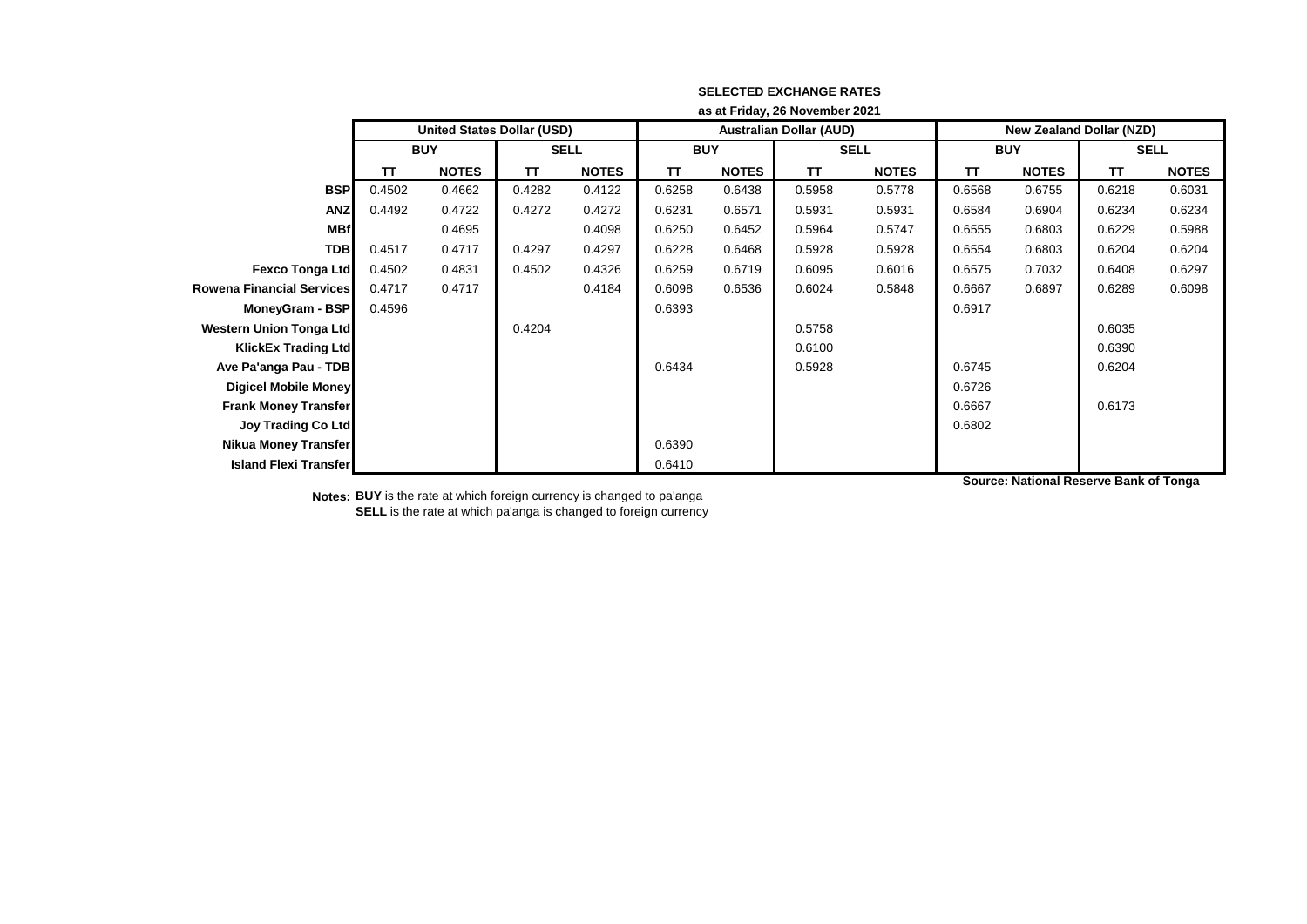**SELECTED EXCHANGE RATES**

**as at Friday, 26 November 2021**

| | United States Dollar (USD) | | | | Australian Dollar (AUD) | | | | New Zealand Dollar (NZD) | | | |
|---|---|---|---|---|---|---|---|---|---|---|---|---|
| | BUY | | SELL | | BUY | | SELL | | BUY | | SELL | |
| | TT | NOTES | TT | NOTES | TT | NOTES | TT | NOTES | TT | NOTES | TT | NOTES |
| **BSP** | 0.4502 | 0.4662 | 0.4282 | 0.4122 | 0.6258 | 0.6438 | 0.5958 | 0.5778 | 0.6568 | 0.6755 | 0.6218 | 0.6031 |
| **ANZ** | 0.4492 | 0.4722 | 0.4272 | 0.4272 | 0.6231 | 0.6571 | 0.5931 | 0.5931 | 0.6584 | 0.6904 | 0.6234 | 0.6234 |
| **MBf** | | 0.4695 | | 0.4098 | 0.6250 | 0.6452 | 0.5964 | 0.5747 | 0.6555 | 0.6803 | 0.6229 | 0.5988 |
| **TDB** | 0.4517 | 0.4717 | 0.4297 | 0.4297 | 0.6228 | 0.6468 | 0.5928 | 0.5928 | 0.6554 | 0.6803 | 0.6204 | 0.6204 |
| **Fexco Tonga Ltd** | 0.4502 | 0.4831 | 0.4502 | 0.4326 | 0.6259 | 0.6719 | 0.6095 | 0.6016 | 0.6575 | 0.7032 | 0.6408 | 0.6297 |
| **Rowena Financial Services** | 0.4717 | 0.4717 | | 0.4184 | 0.6098 | 0.6536 | 0.6024 | 0.5848 | 0.6667 | 0.6897 | 0.6289 | 0.6098 |
| **MoneyGram - BSP** | 0.4596 | | | | 0.6393 | | | | 0.6917 | | | |
| **Western Union Tonga Ltd** | | | 0.4204 | | | | 0.5758 | | | | 0.6035 | |
| **KlickEx Trading Ltd** | | | | | | | 0.6100 | | | | 0.6390 | |
| **Ave Pa'anga Pau - TDB** | | | | | 0.6434 | | 0.5928 | | 0.6745 | | 0.6204 | |
| **Digicel Mobile Money** | | | | | | | | | 0.6726 | | | |
| **Frank Money Transfer** | | | | | | | | | 0.6667 | | 0.6173 | |
| **Joy Trading Co Ltd** | | | | | | | | | 0.6802 | | | |
| **Nikua Money Transfer** | | | | | 0.6390 | | | | | | | |
| **Island Flexi Transfer** | | | | | 0.6410 | | | | | | | |

**Source: National Reserve Bank of Tonga**

**Notes: BUY** is the rate at which foreign currency is changed to pa'anga

**SELL** is the rate at which pa'anga is changed to foreign currency